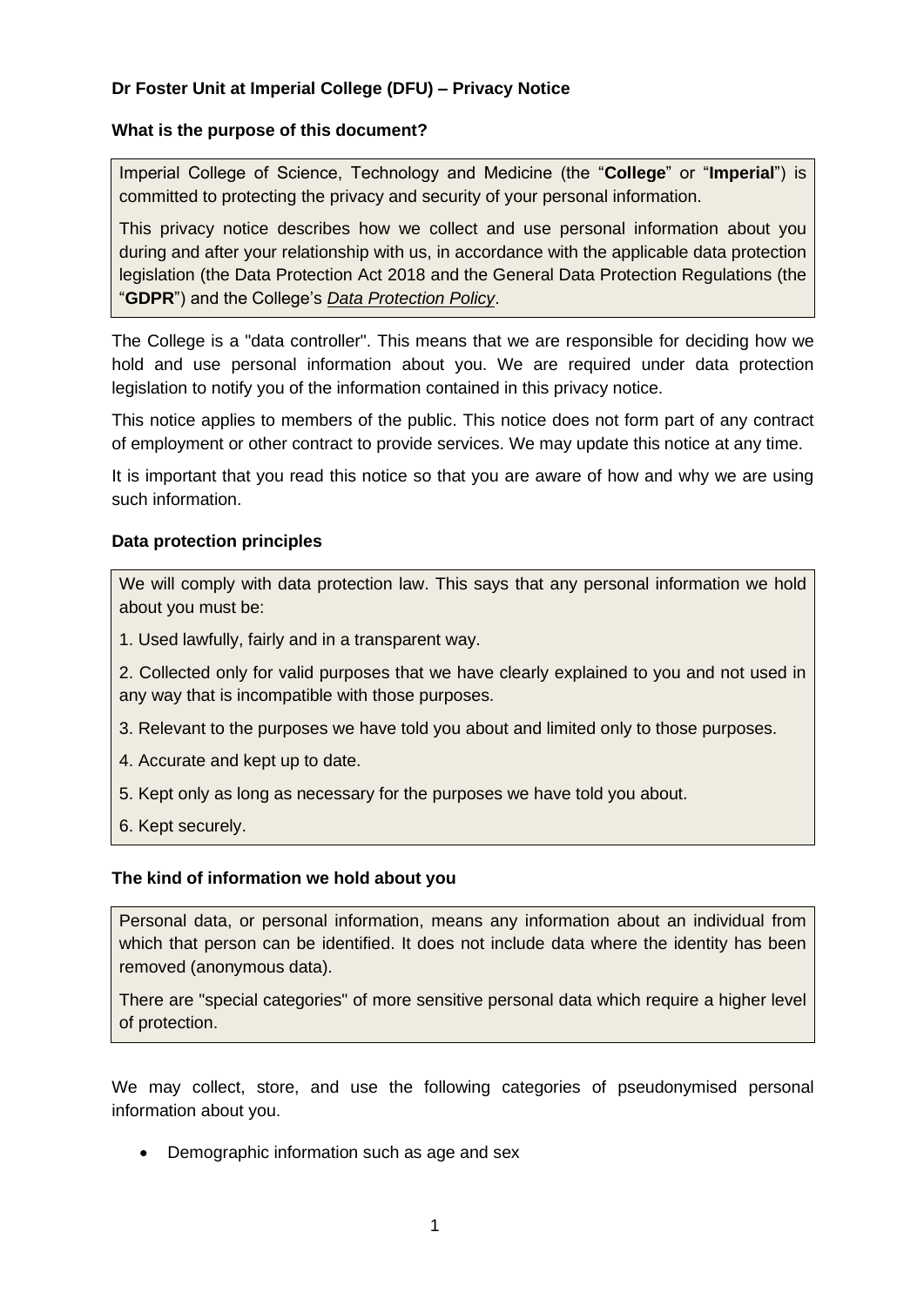**Dr Foster Unit at Imperial College (DFU) – Privacy Notice**

**What is the purpose of this document?**

Imperial College of Science, Technology and Medicine (the "**College**" or "**Imperial**") is committed to protecting the privacy and security of your personal information.

This privacy notice describes how we collect and use personal information about you during and after your relationship with us, in accordance with the applicable data protection legislation (the Data Protection Act 2018 and the General Data Protection Regulations (the "**GDPR**") and the College's *Data Protection Policy*.

The College is a "data controller". This means that we are responsible for deciding how we hold and use personal information about you. We are required under data protection legislation to notify you of the information contained in this privacy notice.

This notice applies to members of the public. This notice does not form part of any contract of employment or other contract to provide services. We may update this notice at any time.

It is important that you read this notice so that you are aware of how and why we are using such information.

**Data protection principles**

We will comply with data protection law. This says that any personal information we hold about you must be:

1. Used lawfully, fairly and in a transparent way.
2. Collected only for valid purposes that we have clearly explained to you and not used in any way that is incompatible with those purposes.
3. Relevant to the purposes we have told you about and limited only to those purposes.
4. Accurate and kept up to date.
5. Kept only as long as necessary for the purposes we have told you about.
6. Kept securely.

**The kind of information we hold about you**

Personal data, or personal information, means any information about an individual from which that person can be identified. It does not include data where the identity has been removed (anonymous data).

There are "special categories" of more sensitive personal data which require a higher level of protection.

We may collect, store, and use the following categories of pseudonymised personal information about you.

- Demographic information such as age and sex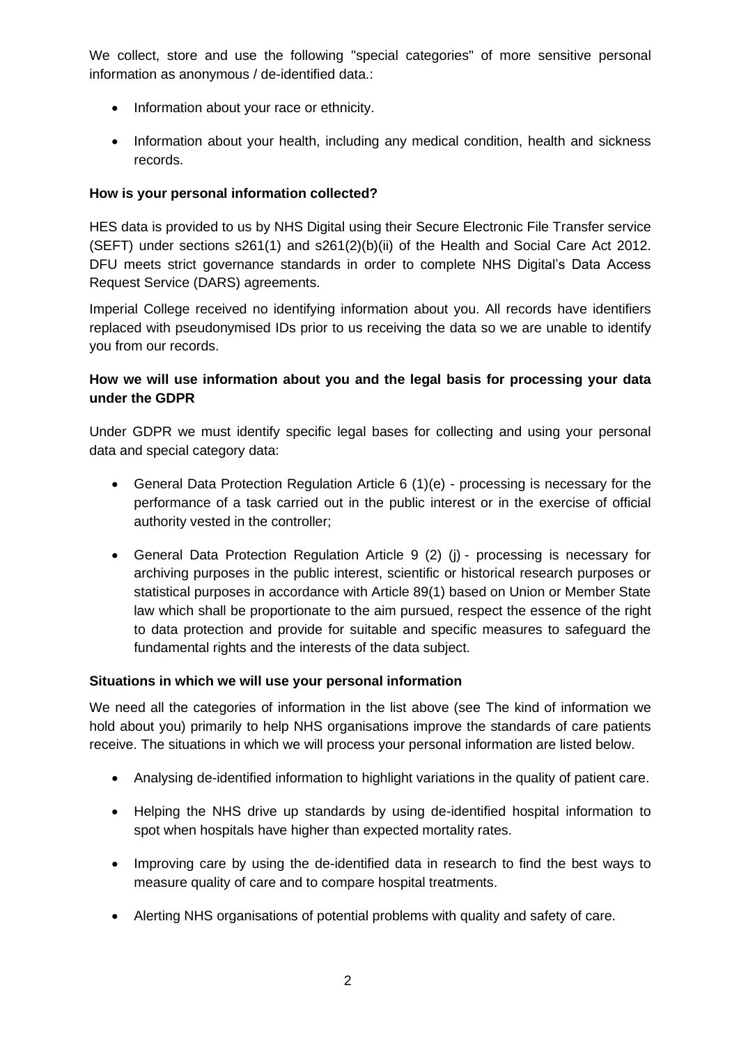We collect, store and use the following "special categories" of more sensitive personal information as anonymous / de-identified data.:

- Information about your race or ethnicity.
- Information about your health, including any medical condition, health and sickness records.

**How is your personal information collected?**

HES data is provided to us by NHS Digital using their Secure Electronic File Transfer service (SEFT) under sections s261(1) and s261(2)(b)(ii) of the Health and Social Care Act 2012. DFU meets strict governance standards in order to complete NHS Digital's Data Access Request Service (DARS) agreements.

Imperial College received no identifying information about you. All records have identifiers replaced with pseudonymised IDs prior to us receiving the data so we are unable to identify you from our records.

**How we will use information about you and the legal basis for processing your data under the GDPR**

Under GDPR we must identify specific legal bases for collecting and using your personal data and special category data:

- General Data Protection Regulation Article 6 (1)(e) - processing is necessary for the performance of a task carried out in the public interest or in the exercise of official authority vested in the controller;
- General Data Protection Regulation Article 9 (2) (j) - processing is necessary for archiving purposes in the public interest, scientific or historical research purposes or statistical purposes in accordance with Article 89(1) based on Union or Member State law which shall be proportionate to the aim pursued, respect the essence of the right to data protection and provide for suitable and specific measures to safeguard the fundamental rights and the interests of the data subject.

**Situations in which we will use your personal information**

We need all the categories of information in the list above (see The kind of information we hold about you) primarily to help NHS organisations improve the standards of care patients receive. The situations in which we will process your personal information are listed below.

- Analysing de-identified information to highlight variations in the quality of patient care.
- Helping the NHS drive up standards by using de-identified hospital information to spot when hospitals have higher than expected mortality rates.
- Improving care by using the de-identified data in research to find the best ways to measure quality of care and to compare hospital treatments.
- Alerting NHS organisations of potential problems with quality and safety of care.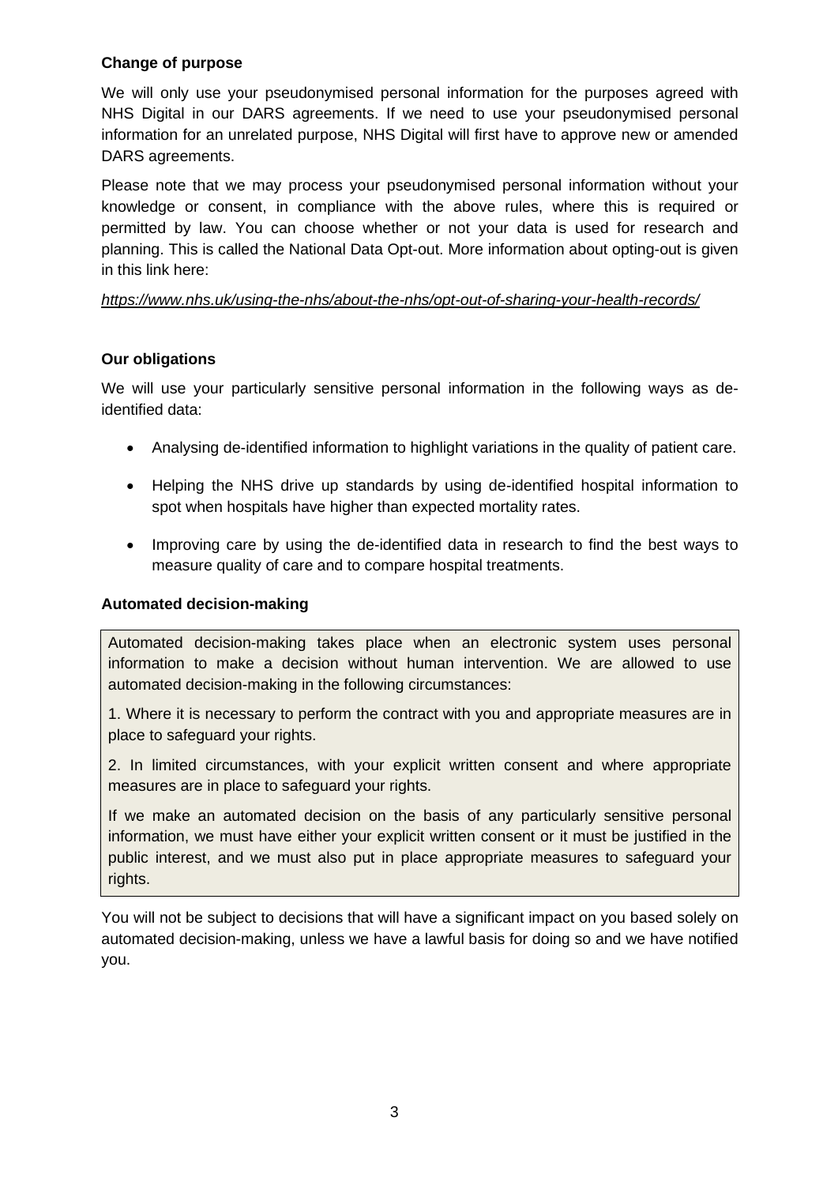**Change of purpose**

We will only use your pseudonymised personal information for the purposes agreed with NHS Digital in our DARS agreements. If we need to use your pseudonymised personal information for an unrelated purpose, NHS Digital will first have to approve new or amended DARS agreements.

Please note that we may process your pseudonymised personal information without your knowledge or consent, in compliance with the above rules, where this is required or permitted by law. You can choose whether or not your data is used for research and planning. This is called the National Data Opt-out. More information about opting-out is given in this link here:

*https://www.nhs.uk/using-the-nhs/about-the-nhs/opt-out-of-sharing-your-health-records/*

**Our obligations**

We will use your particularly sensitive personal information in the following ways as de-identified data:

- Analysing de-identified information to highlight variations in the quality of patient care.
- Helping the NHS drive up standards by using de-identified hospital information to spot when hospitals have higher than expected mortality rates.
- Improving care by using the de-identified data in research to find the best ways to measure quality of care and to compare hospital treatments.

**Automated decision-making**

Automated decision-making takes place when an electronic system uses personal information to make a decision without human intervention. We are allowed to use automated decision-making in the following circumstances:

1. Where it is necessary to perform the contract with you and appropriate measures are in place to safeguard your rights.

2. In limited circumstances, with your explicit written consent and where appropriate measures are in place to safeguard your rights.

If we make an automated decision on the basis of any particularly sensitive personal information, we must have either your explicit written consent or it must be justified in the public interest, and we must also put in place appropriate measures to safeguard your rights.

You will not be subject to decisions that will have a significant impact on you based solely on automated decision-making, unless we have a lawful basis for doing so and we have notified you.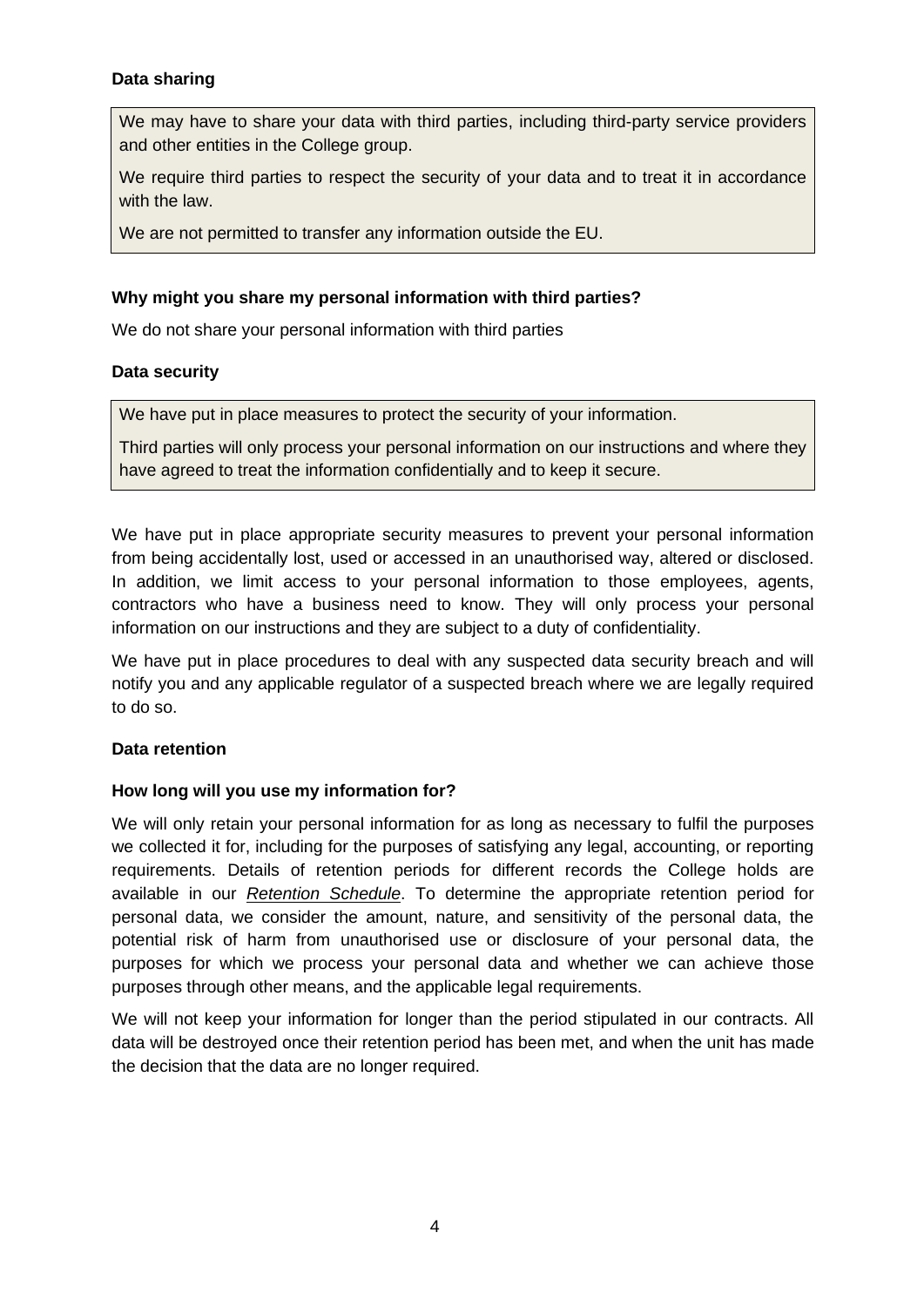**Data sharing**

We may have to share your data with third parties, including third-party service providers and other entities in the College group.

We require third parties to respect the security of your data and to treat it in accordance with the law.

We are not permitted to transfer any information outside the EU.

**Why might you share my personal information with third parties?**

We do not share your personal information with third parties

**Data security**

We have put in place measures to protect the security of your information.

Third parties will only process your personal information on our instructions and where they have agreed to treat the information confidentially and to keep it secure.

We have put in place appropriate security measures to prevent your personal information from being accidentally lost, used or accessed in an unauthorised way, altered or disclosed. In addition, we limit access to your personal information to those employees, agents, contractors who have a business need to know. They will only process your personal information on our instructions and they are subject to a duty of confidentiality.

We have put in place procedures to deal with any suspected data security breach and will notify you and any applicable regulator of a suspected breach where we are legally required to do so.

**Data retention**

**How long will you use my information for?**

We will only retain your personal information for as long as necessary to fulfil the purposes we collected it for, including for the purposes of satisfying any legal, accounting, or reporting requirements. Details of retention periods for different records the College holds are available in our *Retention Schedule*. To determine the appropriate retention period for personal data, we consider the amount, nature, and sensitivity of the personal data, the potential risk of harm from unauthorised use or disclosure of your personal data, the purposes for which we process your personal data and whether we can achieve those purposes through other means, and the applicable legal requirements.

We will not keep your information for longer than the period stipulated in our contracts. All data will be destroyed once their retention period has been met, and when the unit has made the decision that the data are no longer required.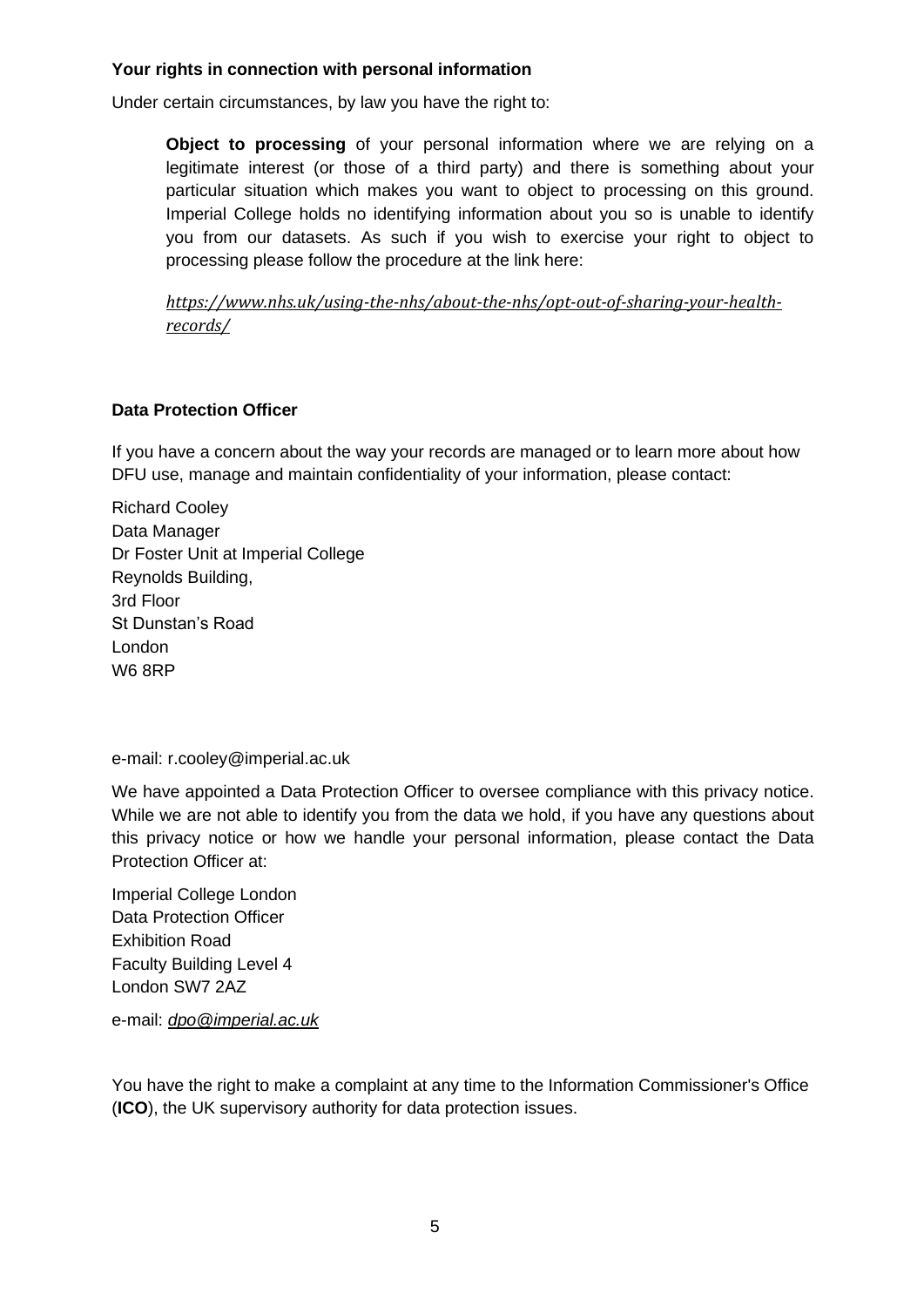**Your rights in connection with personal information**

Under certain circumstances, by law you have the right to:

> **Object to processing** of your personal information where we are relying on a legitimate interest (or those of a third party) and there is something about your particular situation which makes you want to object to processing on this ground. Imperial College holds no identifying information about you so is unable to identify you from our datasets. As such if you wish to exercise your right to object to processing please follow the procedure at the link here:
>
> *https://www.nhs.uk/using-the-nhs/about-the-nhs/opt-out-of-sharing-your-health-records/*

**Data Protection Officer**

If you have a concern about the way your records are managed or to learn more about how DFU use, manage and maintain confidentiality of your information, please contact:

Richard Cooley
Data Manager
Dr Foster Unit at Imperial College
Reynolds Building,
3rd Floor
St Dunstan's Road
London
W6 8RP

e-mail: r.cooley@imperial.ac.uk

We have appointed a Data Protection Officer to oversee compliance with this privacy notice. While we are not able to identify you from the data we hold, if you have any questions about this privacy notice or how we handle your personal information, please contact the Data Protection Officer at:

Imperial College London
Data Protection Officer
Exhibition Road
Faculty Building Level 4
London SW7 2AZ

e-mail: *dpo@imperial.ac.uk*

You have the right to make a complaint at any time to the Information Commissioner's Office (**ICO**), the UK supervisory authority for data protection issues.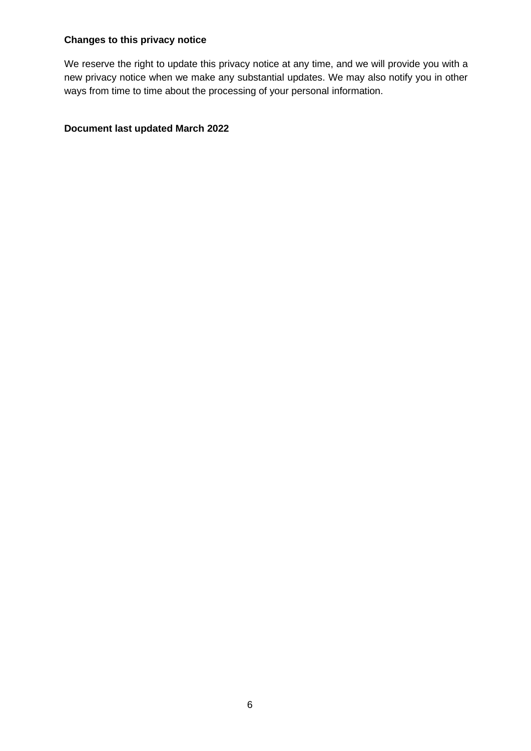**Changes to this privacy notice**

We reserve the right to update this privacy notice at any time, and we will provide you with a new privacy notice when we make any substantial updates. We may also notify you in other ways from time to time about the processing of your personal information.

**Document last updated March 2022**